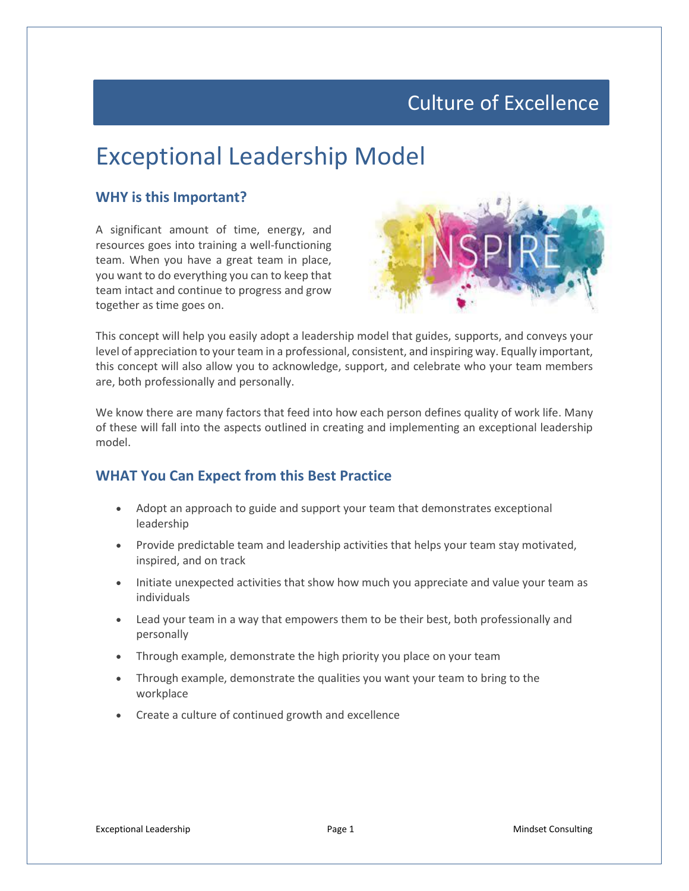# Culture of Excellence

# Exceptional Leadership Model

## WHY is this Important?

A significant amount of time, energy, and resources goes into training a well-functioning team. When you have a great team in place, you want to do everything you can to keep that team intact and continue to progress and grow together as time goes on.

This concept will help you easily adopt a leadership model that guides, supports, and conveys your level of appreciation to your team in a professional, consistent, and inspiring way. Equally important, this concept will also allow you to acknowledge, support, and celebrate who your team members are, both professionally and personally.

We know there are many factors that feed into how each person defines quality of work life. Many of these will fall into the aspects outlined in creating and implementing an exceptional leadership model.

## WHAT You Can Expect from this Best Practice

- Adopt an approach to guide and support your team that demonstrates exceptional leadership
- Provide predictable team and leadership activities that helps your team stay motivated, inspired, and on track
- Initiate unexpected activities that show how much you appreciate and value your team as individuals
- Lead your team in a way that empowers them to be their best, both professionally and personally
- Through example, demonstrate the high priority you place on your team
- Through example, demonstrate the qualities you want your team to bring to the workplace
- Create a culture of continued growth and excellence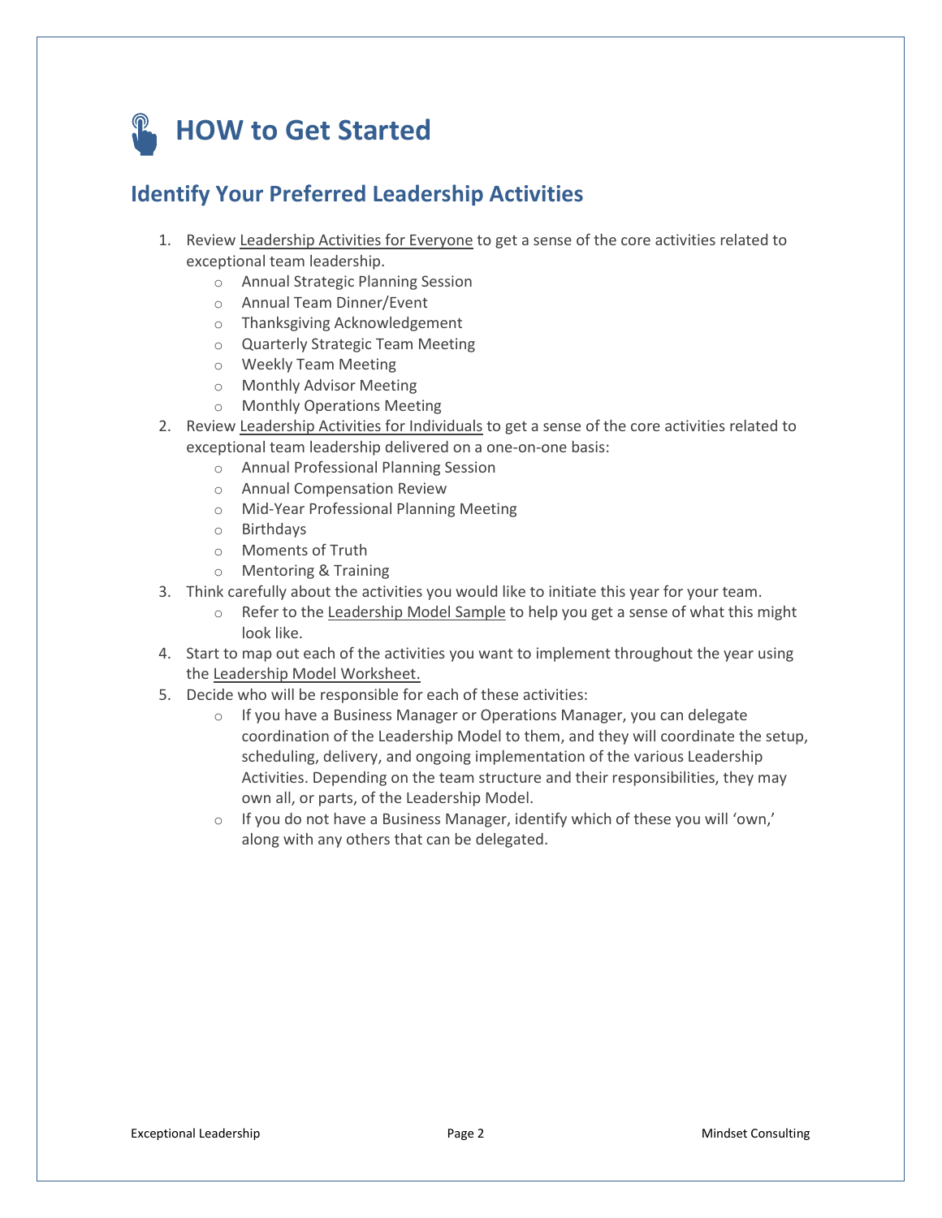# HOW to Get Started

## Identify Your Preferred Leadership Activities

1. Review Leadership Activities for Everyone to get a sense of the core activities related to exceptional team leadership.
    - Annual Strategic Planning Session
    - Annual Team Dinner/Event
    - Thanksgiving Acknowledgement
    - Quarterly Strategic Team Meeting
    - Weekly Team Meeting
    - Monthly Advisor Meeting
    - Monthly Operations Meeting
2. Review Leadership Activities for Individuals to get a sense of the core activities related to exceptional team leadership delivered on a one-on-one basis:
    - Annual Professional Planning Session
    - Annual Compensation Review
    - Mid-Year Professional Planning Meeting
    - Birthdays
    - Moments of Truth
    - Mentoring & Training
3. Think carefully about the activities you would like to initiate this year for your team.
    - Refer to the Leadership Model Sample to help you get a sense of what this might look like.
4. Start to map out each of the activities you want to implement throughout the year using the Leadership Model Worksheet.
5. Decide who will be responsible for each of these activities:
    - If you have a Business Manager or Operations Manager, you can delegate coordination of the Leadership Model to them, and they will coordinate the setup, scheduling, delivery, and ongoing implementation of the various Leadership Activities. Depending on the team structure and their responsibilities, they may own all, or parts, of the Leadership Model.
    - If you do not have a Business Manager, identify which of these you will 'own,' along with any others that can be delegated.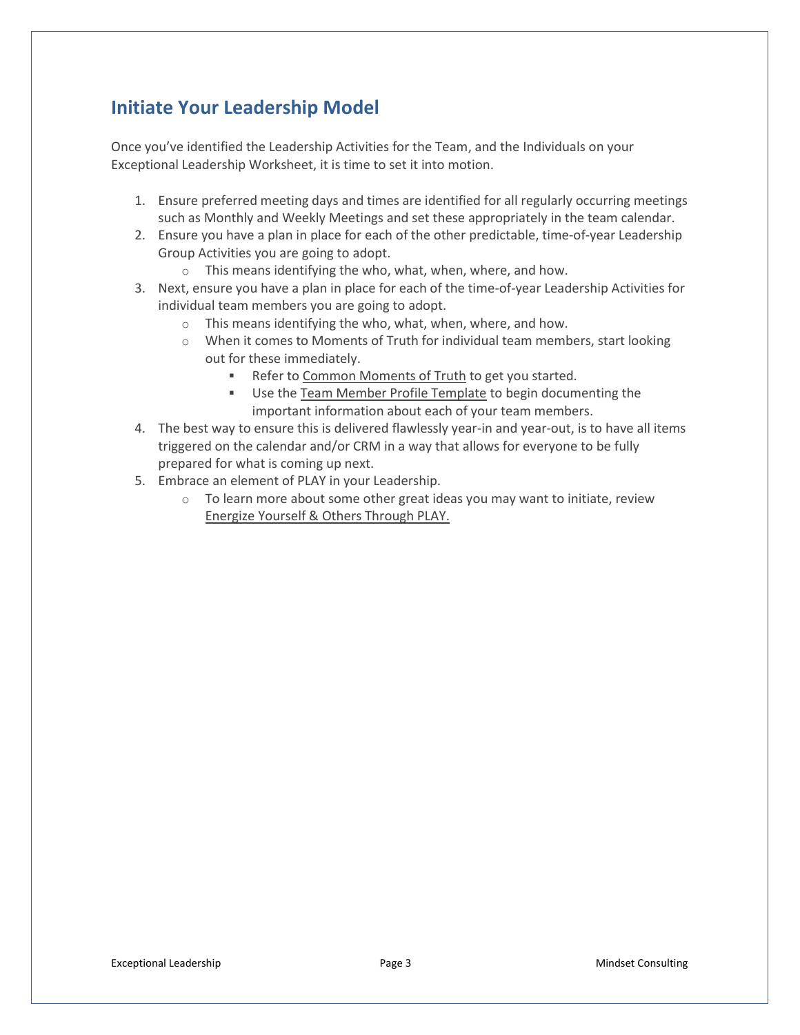## Initiate Your Leadership Model

Once you've identified the Leadership Activities for the Team, and the Individuals on your Exceptional Leadership Worksheet, it is time to set it into motion.

1. Ensure preferred meeting days and times are identified for all regularly occurring meetings such as Monthly and Weekly Meetings and set these appropriately in the team calendar.
2. Ensure you have a plan in place for each of the other predictable, time-of-year Leadership Group Activities you are going to adopt.
    - This means identifying the who, what, when, where, and how.
3. Next, ensure you have a plan in place for each of the time-of-year Leadership Activities for individual team members you are going to adopt.
    - This means identifying the who, what, when, where, and how.
    - When it comes to Moments of Truth for individual team members, start looking out for these immediately.
        - Refer to Common Moments of Truth to get you started.
        - Use the Team Member Profile Template to begin documenting the important information about each of your team members.
4. The best way to ensure this is delivered flawlessly year-in and year-out, is to have all items triggered on the calendar and/or CRM in a way that allows for everyone to be fully prepared for what is coming up next.
5. Embrace an element of PLAY in your Leadership.
    - To learn more about some other great ideas you may want to initiate, review Energize Yourself & Others Through PLAY.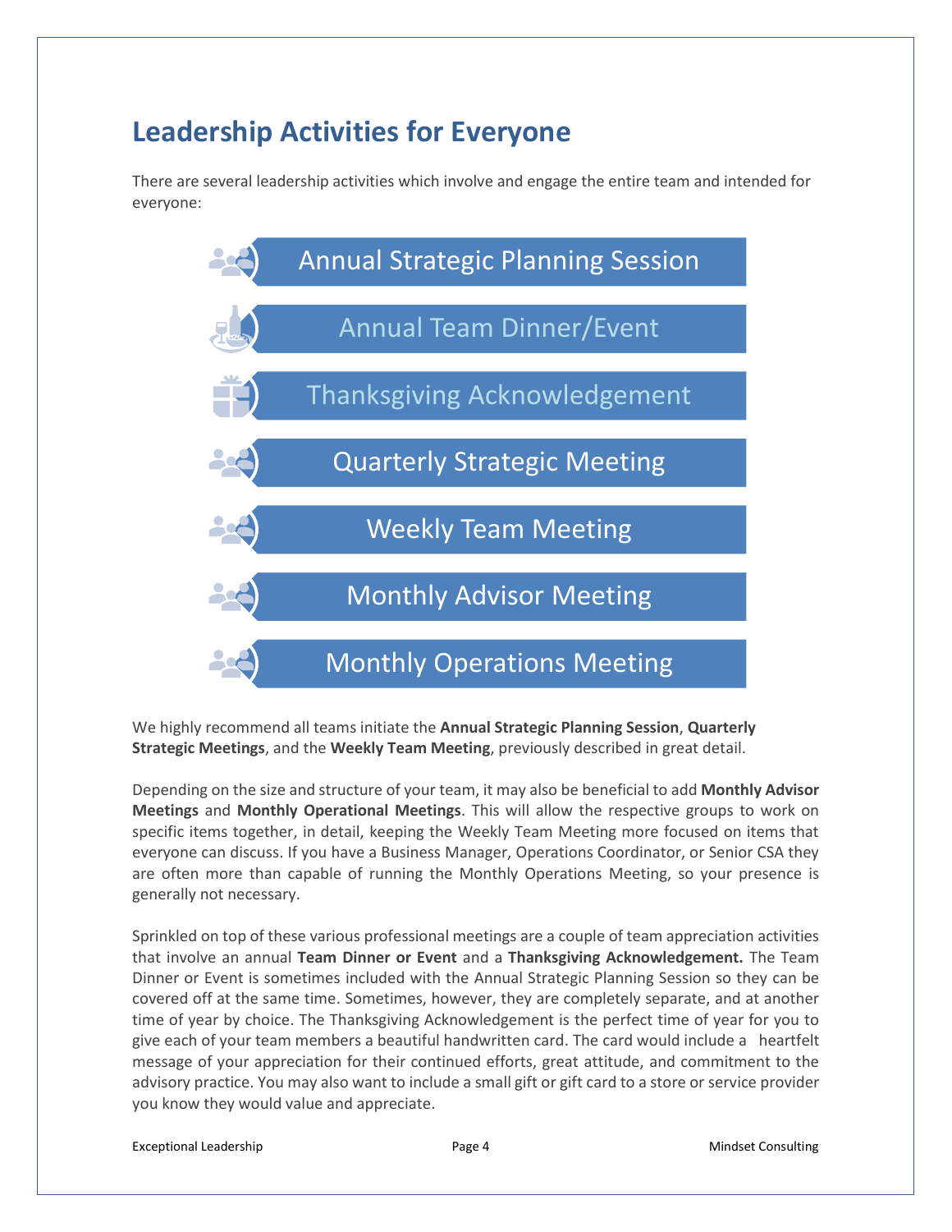# Leadership Activities for Everyone

There are several leadership activities which involve and engage the entire team and intended for everyone:

- Annual Strategic Planning Session
- Annual Team Dinner/Event
- Thanksgiving Acknowledgement
- Quarterly Strategic Meeting
- Weekly Team Meeting
- Monthly Advisor Meeting
- Monthly Operations Meeting

We highly recommend all teams initiate the **Annual Strategic Planning Session**, **Quarterly Strategic Meetings**, and the **Weekly Team Meeting**, previously described in great detail.

Depending on the size and structure of your team, it may also be beneficial to add **Monthly Advisor Meetings** and **Monthly Operational Meetings**. This will allow the respective groups to work on specific items together, in detail, keeping the Weekly Team Meeting more focused on items that everyone can discuss. If you have a Business Manager, Operations Coordinator, or Senior CSA they are often more than capable of running the Monthly Operations Meeting, so your presence is generally not necessary.

Sprinkled on top of these various professional meetings are a couple of team appreciation activities that involve an annual **Team Dinner or Event** and a **Thanksgiving Acknowledgement.** The Team Dinner or Event is sometimes included with the Annual Strategic Planning Session so they can be covered off at the same time. Sometimes, however, they are completely separate, and at another time of year by choice. The Thanksgiving Acknowledgement is the perfect time of year for you to give each of your team members a beautiful handwritten card. The card would include a heartfelt message of your appreciation for their continued efforts, great attitude, and commitment to the advisory practice. You may also want to include a small gift or gift card to a store or service provider you know they would value and appreciate.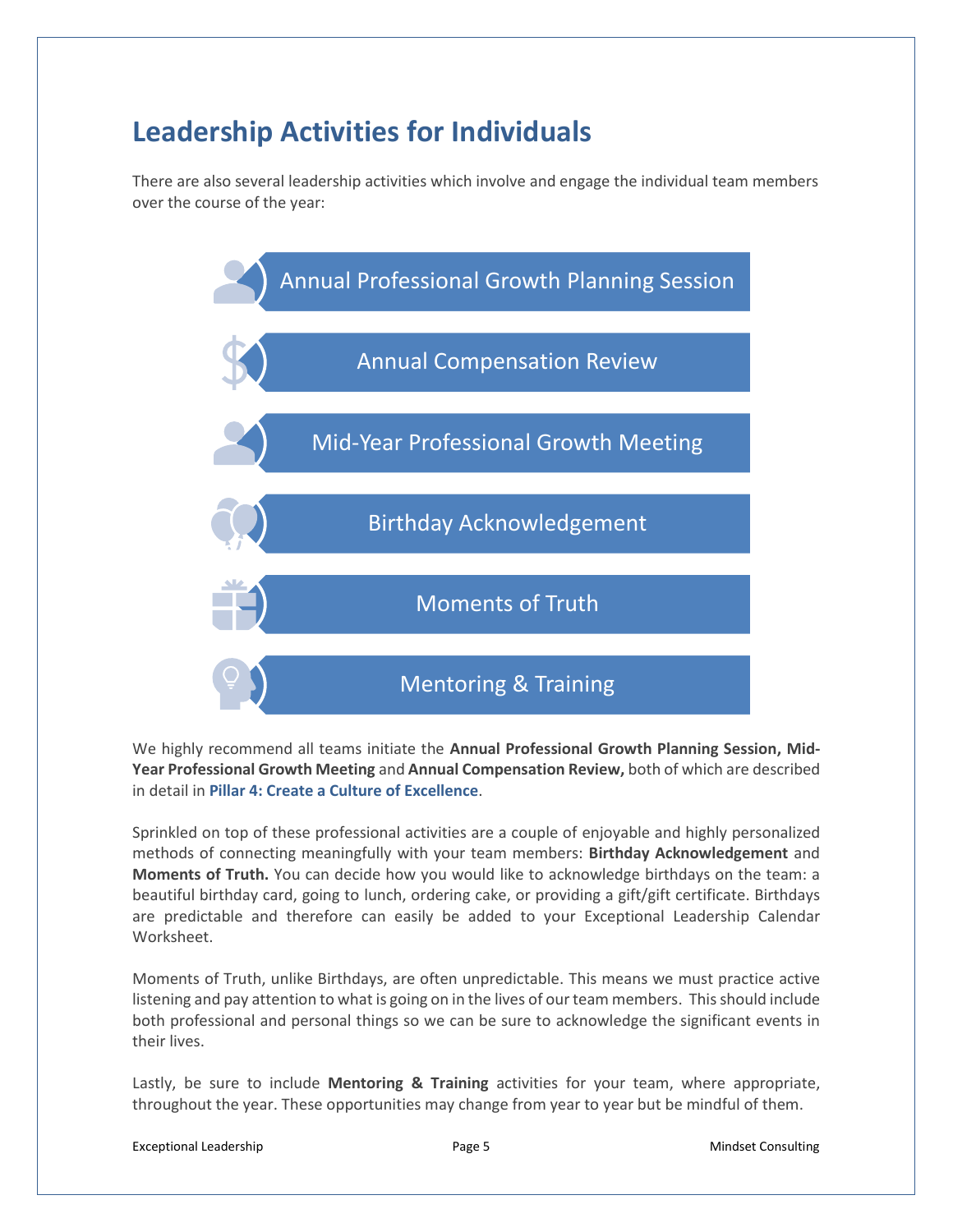# Leadership Activities for Individuals

There are also several leadership activities which involve and engage the individual team members over the course of the year:

- Annual Professional Growth Planning Session
- Annual Compensation Review
- Mid-Year Professional Growth Meeting
- Birthday Acknowledgement
- Moments of Truth
- Mentoring & Training

We highly recommend all teams initiate the **Annual Professional Growth Planning Session, Mid-Year Professional Growth Meeting** and **Annual Compensation Review,** both of which are described in detail in **Pillar 4: Create a Culture of Excellence**.

Sprinkled on top of these professional activities are a couple of enjoyable and highly personalized methods of connecting meaningfully with your team members: **Birthday Acknowledgement** and **Moments of Truth.** You can decide how you would like to acknowledge birthdays on the team: a beautiful birthday card, going to lunch, ordering cake, or providing a gift/gift certificate. Birthdays are predictable and therefore can easily be added to your Exceptional Leadership Calendar Worksheet.

Moments of Truth, unlike Birthdays, are often unpredictable. This means we must practice active listening and pay attention to what is going on in the lives of our team members. This should include both professional and personal things so we can be sure to acknowledge the significant events in their lives.

Lastly, be sure to include **Mentoring & Training** activities for your team, where appropriate, throughout the year. These opportunities may change from year to year but be mindful of them.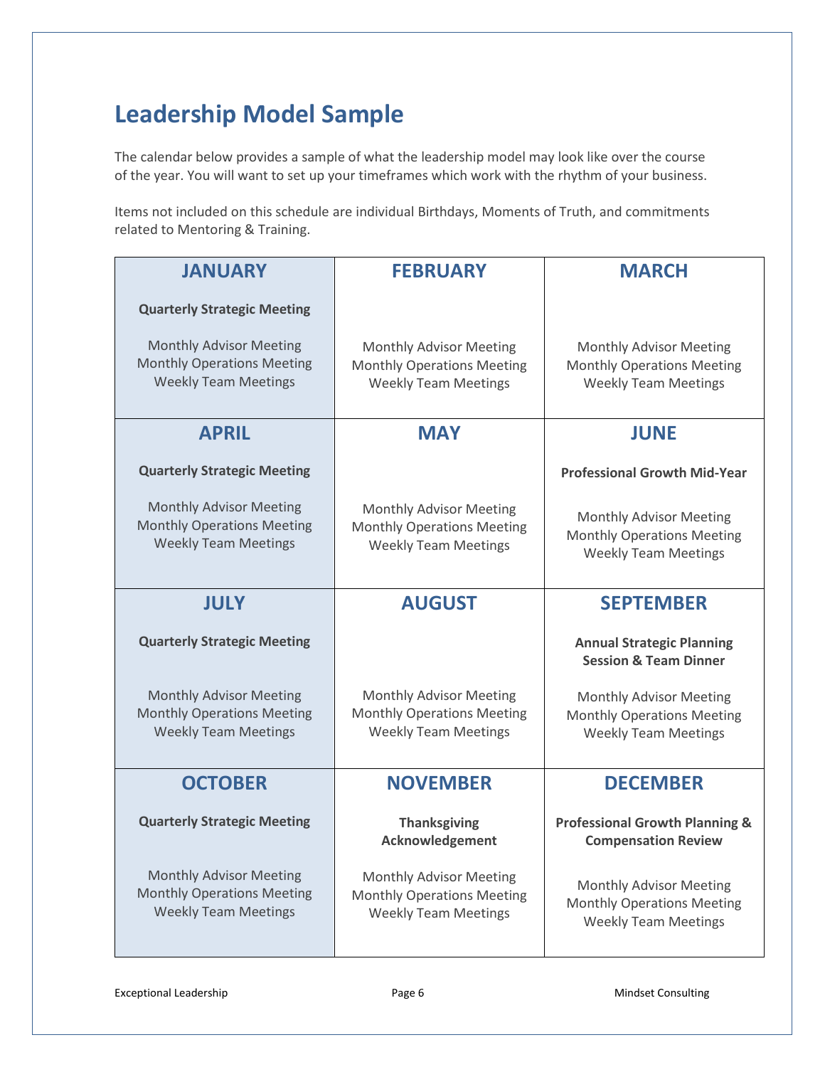## Leadership Model Sample

The calendar below provides a sample of what the leadership model may look like over the course of the year. You will want to set up your timeframes which work with the rhythm of your business.

Items not included on this schedule are individual Birthdays, Moments of Truth, and commitments related to Mentoring & Training.

| JANUARY | FEBRUARY | MARCH |
|---|---|---|
| **Quarterly Strategic Meeting**<br><br>Monthly Advisor Meeting<br>Monthly Operations Meeting<br>Weekly Team Meetings | Monthly Advisor Meeting<br>Monthly Operations Meeting<br>Weekly Team Meetings | Monthly Advisor Meeting<br>Monthly Operations Meeting<br>Weekly Team Meetings |
| **APRIL** | **MAY** | **JUNE** |
| **Quarterly Strategic Meeting**<br><br>Monthly Advisor Meeting<br>Monthly Operations Meeting<br>Weekly Team Meetings | Monthly Advisor Meeting<br>Monthly Operations Meeting<br>Weekly Team Meetings | **Professional Growth Mid-Year**<br><br>Monthly Advisor Meeting<br>Monthly Operations Meeting<br>Weekly Team Meetings |
| **JULY** | **AUGUST** | **SEPTEMBER** |
| **Quarterly Strategic Meeting**<br><br>Monthly Advisor Meeting<br>Monthly Operations Meeting<br>Weekly Team Meetings | Monthly Advisor Meeting<br>Monthly Operations Meeting<br>Weekly Team Meetings | **Annual Strategic Planning Session & Team Dinner**<br><br>Monthly Advisor Meeting<br>Monthly Operations Meeting<br>Weekly Team Meetings |
| **OCTOBER** | **NOVEMBER** | **DECEMBER** |
| **Quarterly Strategic Meeting**<br><br>Monthly Advisor Meeting<br>Monthly Operations Meeting<br>Weekly Team Meetings | **Thanksgiving Acknowledgement**<br><br>Monthly Advisor Meeting<br>Monthly Operations Meeting<br>Weekly Team Meetings | **Professional Growth Planning & Compensation Review**<br><br>Monthly Advisor Meeting<br>Monthly Operations Meeting<br>Weekly Team Meetings |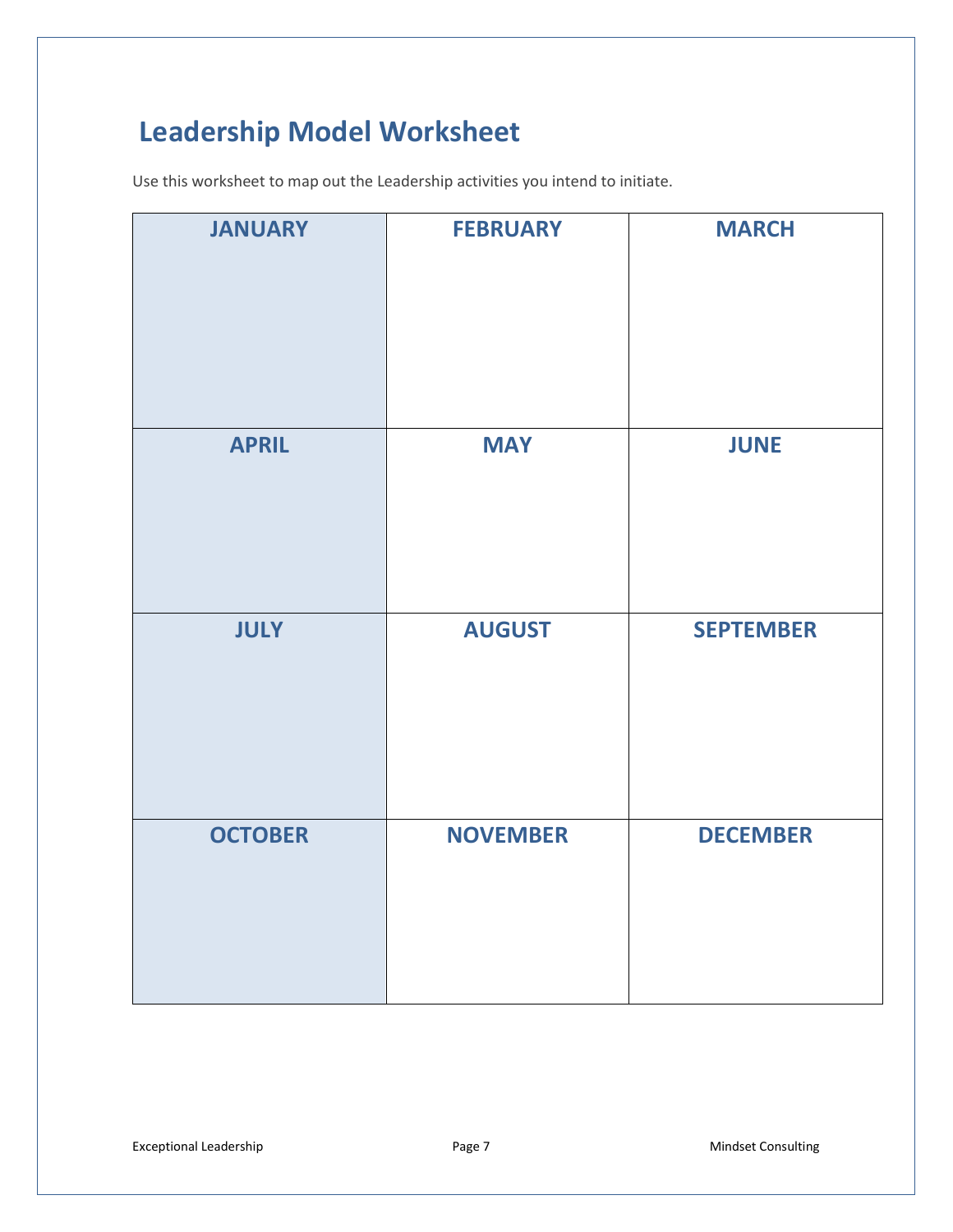# Leadership Model Worksheet

Use this worksheet to map out the Leadership activities you intend to initiate.

| JANUARY | FEBRUARY | MARCH |
|---|---|---|
| | | |
| **APRIL** | **MAY** | **JUNE** |
| | | |
| **JULY** | **AUGUST** | **SEPTEMBER** |
| | | |
| **OCTOBER** | **NOVEMBER** | **DECEMBER** |
| | | |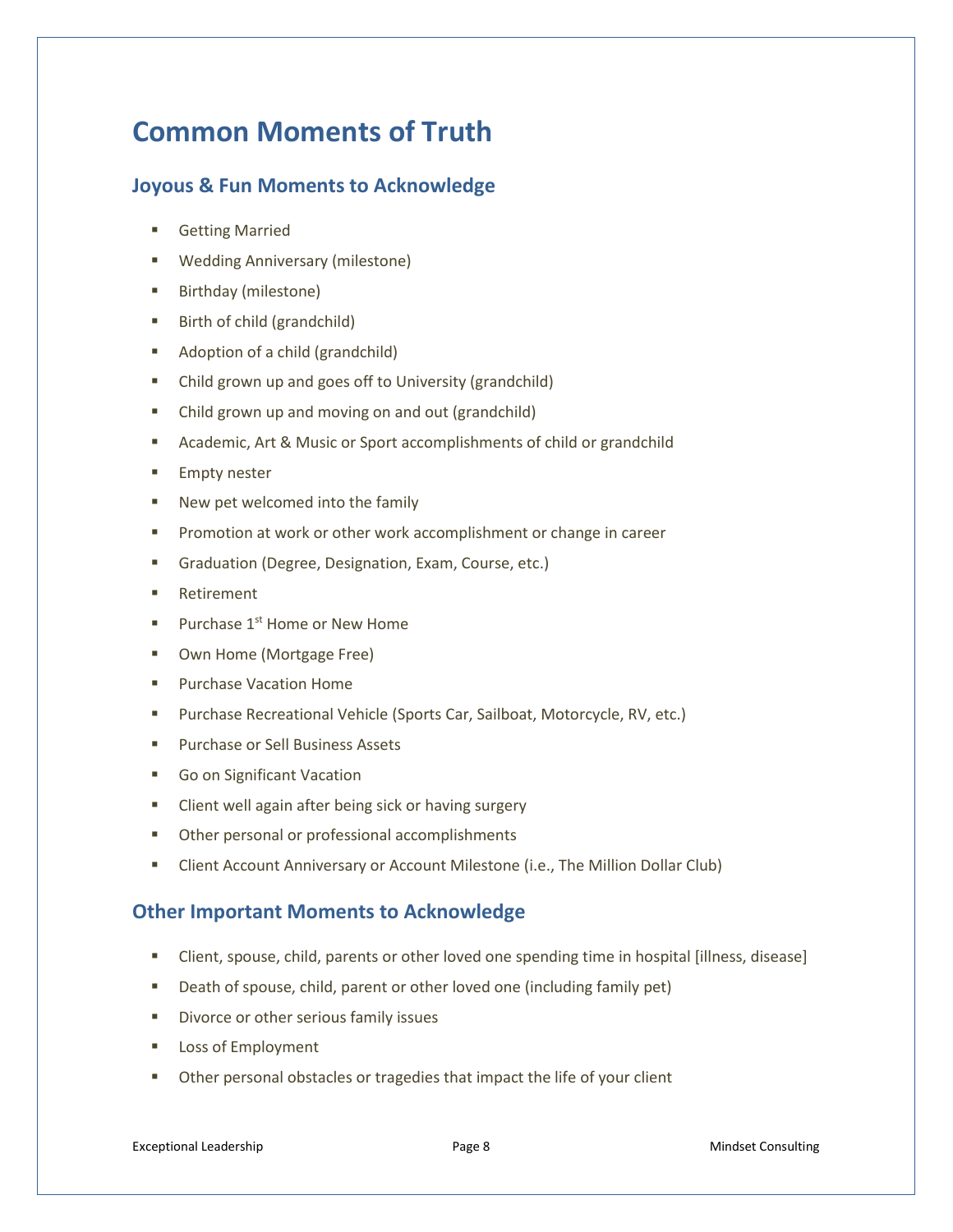# Common Moments of Truth

## Joyous & Fun Moments to Acknowledge

- Getting Married
- Wedding Anniversary (milestone)
- Birthday (milestone)
- Birth of child (grandchild)
- Adoption of a child (grandchild)
- Child grown up and goes off to University (grandchild)
- Child grown up and moving on and out (grandchild)
- Academic, Art & Music or Sport accomplishments of child or grandchild
- Empty nester
- New pet welcomed into the family
- Promotion at work or other work accomplishment or change in career
- Graduation (Degree, Designation, Exam, Course, etc.)
- Retirement
- Purchase 1st Home or New Home
- Own Home (Mortgage Free)
- Purchase Vacation Home
- Purchase Recreational Vehicle (Sports Car, Sailboat, Motorcycle, RV, etc.)
- Purchase or Sell Business Assets
- Go on Significant Vacation
- Client well again after being sick or having surgery
- Other personal or professional accomplishments
- Client Account Anniversary or Account Milestone (i.e., The Million Dollar Club)

## Other Important Moments to Acknowledge

- Client, spouse, child, parents or other loved one spending time in hospital [illness, disease]
- Death of spouse, child, parent or other loved one (including family pet)
- Divorce or other serious family issues
- Loss of Employment
- Other personal obstacles or tragedies that impact the life of your client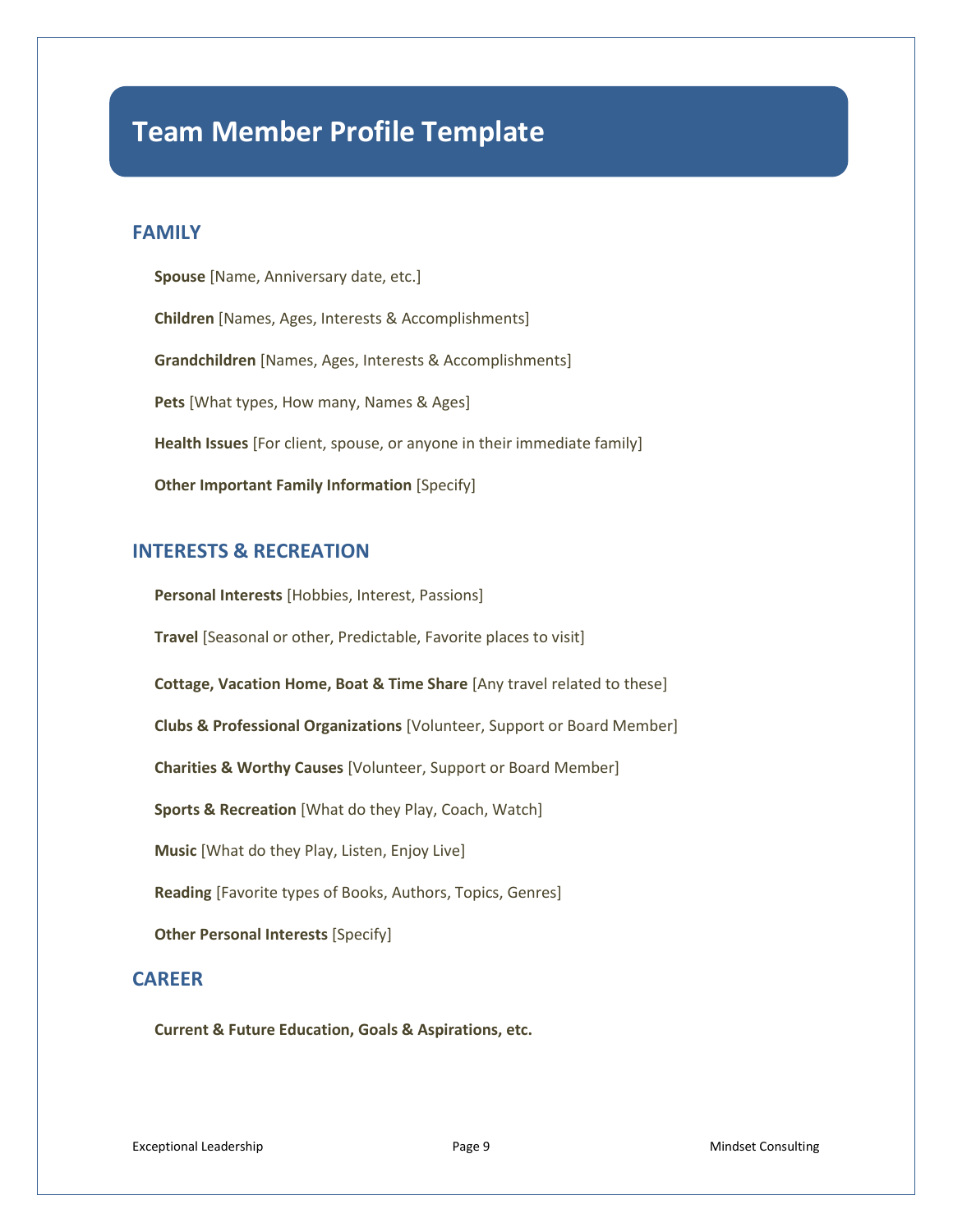# Team Member Profile Template

## FAMILY

**Spouse** [Name, Anniversary date, etc.]

**Children** [Names, Ages, Interests & Accomplishments]

**Grandchildren** [Names, Ages, Interests & Accomplishments]

**Pets** [What types, How many, Names & Ages]

**Health Issues** [For client, spouse, or anyone in their immediate family]

**Other Important Family Information** [Specify]

## INTERESTS & RECREATION

**Personal Interests** [Hobbies, Interest, Passions]

**Travel** [Seasonal or other, Predictable, Favorite places to visit]

**Cottage, Vacation Home, Boat & Time Share** [Any travel related to these]

**Clubs & Professional Organizations** [Volunteer, Support or Board Member]

**Charities & Worthy Causes** [Volunteer, Support or Board Member]

**Sports & Recreation** [What do they Play, Coach, Watch]

**Music** [What do they Play, Listen, Enjoy Live]

**Reading** [Favorite types of Books, Authors, Topics, Genres]

**Other Personal Interests** [Specify]

## CAREER

**Current & Future Education, Goals & Aspirations, etc.**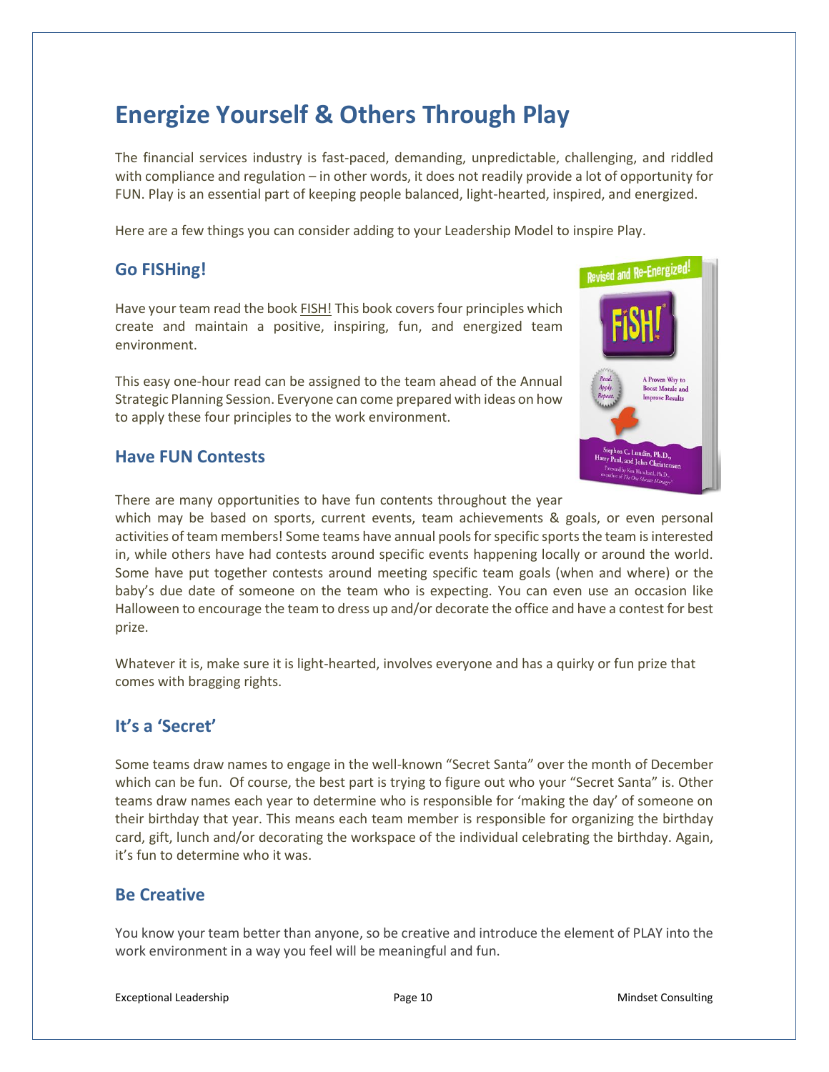# Energize Yourself & Others Through Play

The financial services industry is fast-paced, demanding, unpredictable, challenging, and riddled with compliance and regulation – in other words, it does not readily provide a lot of opportunity for FUN. Play is an essential part of keeping people balanced, light-hearted, inspired, and energized.

Here are a few things you can consider adding to your Leadership Model to inspire Play.

## Go FISHing!

Have your team read the book FISH! This book covers four principles which create and maintain a positive, inspiring, fun, and energized team environment.

This easy one-hour read can be assigned to the team ahead of the Annual Strategic Planning Session. Everyone can come prepared with ideas on how to apply these four principles to the work environment.

## Have FUN Contests

There are many opportunities to have fun contents throughout the year which may be based on sports, current events, team achievements & goals, or even personal activities of team members! Some teams have annual pools for specific sports the team is interested in, while others have had contests around specific events happening locally or around the world. Some have put together contests around meeting specific team goals (when and where) or the baby's due date of someone on the team who is expecting. You can even use an occasion like Halloween to encourage the team to dress up and/or decorate the office and have a contest for best prize.

Whatever it is, make sure it is light-hearted, involves everyone and has a quirky or fun prize that comes with bragging rights.

## It's a 'Secret'

Some teams draw names to engage in the well-known "Secret Santa" over the month of December which can be fun. Of course, the best part is trying to figure out who your "Secret Santa" is. Other teams draw names each year to determine who is responsible for 'making the day' of someone on their birthday that year. This means each team member is responsible for organizing the birthday card, gift, lunch and/or decorating the workspace of the individual celebrating the birthday. Again, it's fun to determine who it was.

## Be Creative

You know your team better than anyone, so be creative and introduce the element of PLAY into the work environment in a way you feel will be meaningful and fun.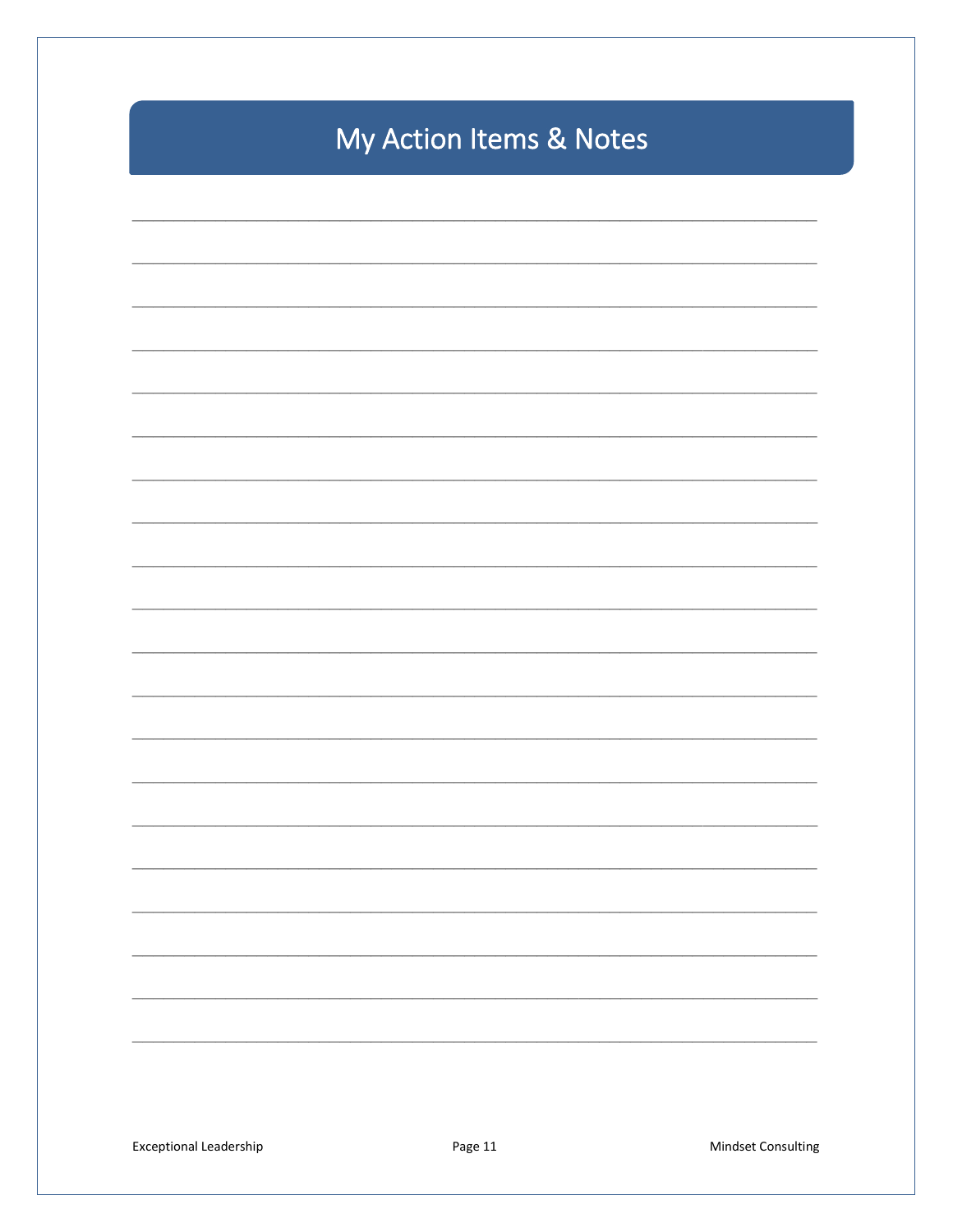# My Action Items & Notes

______________________________________________________________________________

______________________________________________________________________________

______________________________________________________________________________

______________________________________________________________________________

______________________________________________________________________________

______________________________________________________________________________

______________________________________________________________________________

______________________________________________________________________________

______________________________________________________________________________

______________________________________________________________________________

______________________________________________________________________________

______________________________________________________________________________

______________________________________________________________________________

______________________________________________________________________________

______________________________________________________________________________

______________________________________________________________________________

______________________________________________________________________________

______________________________________________________________________________

______________________________________________________________________________

______________________________________________________________________________